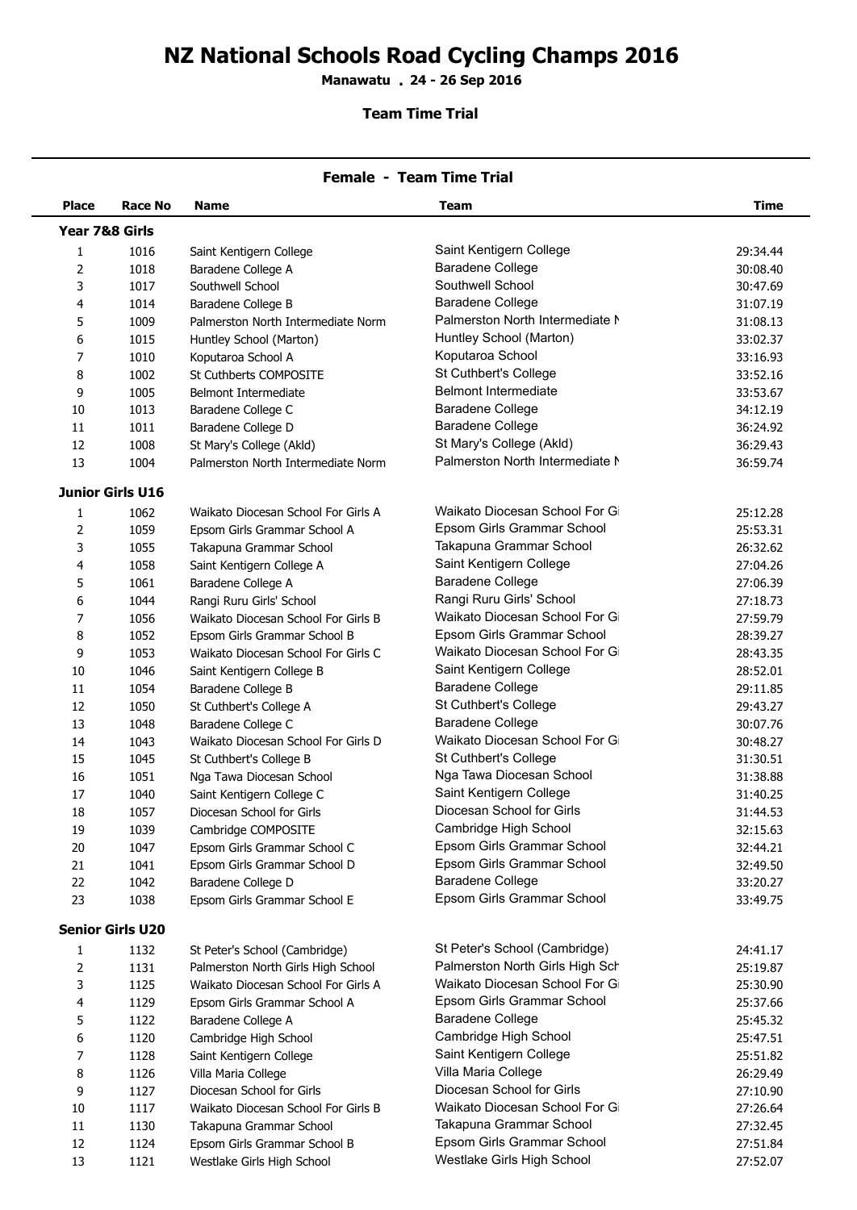# NZ National Schools Road Cycling Champs 2016

**Manawatu . 24 - 26 Sep 2016**

**Team Time Trial**

## Female - Team Time Trial

| Place | Race No | Name | Team | Time |
|---|---|---|---|---|
| **Year 7&8 Girls** | | | | |
| 1 | 1016 | Saint Kentigern College | Saint Kentigern College | 29:34.44 |
| 2 | 1018 | Baradene College A | Baradene College | 30:08.40 |
| 3 | 1017 | Southwell School | Southwell School | 30:47.69 |
| 4 | 1014 | Baradene College B | Baradene College | 31:07.19 |
| 5 | 1009 | Palmerston North Intermediate Norm | Palmerston North Intermediate N | 31:08.13 |
| 6 | 1015 | Huntley School (Marton) | Huntley School (Marton) | 33:02.37 |
| 7 | 1010 | Koputaroa School A | Koputaroa School | 33:16.93 |
| 8 | 1002 | St Cuthberts COMPOSITE | St Cuthbert's College | 33:52.16 |
| 9 | 1005 | Belmont Intermediate | Belmont Intermediate | 33:53.67 |
| 10 | 1013 | Baradene College C | Baradene College | 34:12.19 |
| 11 | 1011 | Baradene College D | Baradene College | 36:24.92 |
| 12 | 1008 | St Mary's College (Akld) | St Mary's College (Akld) | 36:29.43 |
| 13 | 1004 | Palmerston North Intermediate Norm | Palmerston North Intermediate N | 36:59.74 |
| **Junior Girls U16** | | | | |
| 1 | 1062 | Waikato Diocesan School For Girls A | Waikato Diocesan School For Gi | 25:12.28 |
| 2 | 1059 | Epsom Girls Grammar School A | Epsom Girls Grammar School | 25:53.31 |
| 3 | 1055 | Takapuna Grammar School | Takapuna Grammar School | 26:32.62 |
| 4 | 1058 | Saint Kentigern College A | Saint Kentigern College | 27:04.26 |
| 5 | 1061 | Baradene College A | Baradene College | 27:06.39 |
| 6 | 1044 | Rangi Ruru Girls' School | Rangi Ruru Girls' School | 27:18.73 |
| 7 | 1056 | Waikato Diocesan School For Girls B | Waikato Diocesan School For Gi | 27:59.79 |
| 8 | 1052 | Epsom Girls Grammar School B | Epsom Girls Grammar School | 28:39.27 |
| 9 | 1053 | Waikato Diocesan School For Girls C | Waikato Diocesan School For Gi | 28:43.35 |
| 10 | 1046 | Saint Kentigern College B | Saint Kentigern College | 28:52.01 |
| 11 | 1054 | Baradene College B | Baradene College | 29:11.85 |
| 12 | 1050 | St Cuthbert's College A | St Cuthbert's College | 29:43.27 |
| 13 | 1048 | Baradene College C | Baradene College | 30:07.76 |
| 14 | 1043 | Waikato Diocesan School For Girls D | Waikato Diocesan School For Gi | 30:48.27 |
| 15 | 1045 | St Cuthbert's College B | St Cuthbert's College | 31:30.51 |
| 16 | 1051 | Nga Tawa Diocesan School | Nga Tawa Diocesan School | 31:38.88 |
| 17 | 1040 | Saint Kentigern College C | Saint Kentigern College | 31:40.25 |
| 18 | 1057 | Diocesan School for Girls | Diocesan School for Girls | 31:44.53 |
| 19 | 1039 | Cambridge COMPOSITE | Cambridge High School | 32:15.63 |
| 20 | 1047 | Epsom Girls Grammar School C | Epsom Girls Grammar School | 32:44.21 |
| 21 | 1041 | Epsom Girls Grammar School D | Epsom Girls Grammar School | 32:49.50 |
| 22 | 1042 | Baradene College D | Baradene College | 33:20.27 |
| 23 | 1038 | Epsom Girls Grammar School E | Epsom Girls Grammar School | 33:49.75 |
| **Senior Girls U20** | | | | |
| 1 | 1132 | St Peter's School (Cambridge) | St Peter's School (Cambridge) | 24:41.17 |
| 2 | 1131 | Palmerston North Girls High School | Palmerston North Girls High Sch | 25:19.87 |
| 3 | 1125 | Waikato Diocesan School For Girls A | Waikato Diocesan School For Gi | 25:30.90 |
| 4 | 1129 | Epsom Girls Grammar School A | Epsom Girls Grammar School | 25:37.66 |
| 5 | 1122 | Baradene College A | Baradene College | 25:45.32 |
| 6 | 1120 | Cambridge High School | Cambridge High School | 25:47.51 |
| 7 | 1128 | Saint Kentigern College | Saint Kentigern College | 25:51.82 |
| 8 | 1126 | Villa Maria College | Villa Maria College | 26:29.49 |
| 9 | 1127 | Diocesan School for Girls | Diocesan School for Girls | 27:10.90 |
| 10 | 1117 | Waikato Diocesan School For Girls B | Waikato Diocesan School For Gi | 27:26.64 |
| 11 | 1130 | Takapuna Grammar School | Takapuna Grammar School | 27:32.45 |
| 12 | 1124 | Epsom Girls Grammar School B | Epsom Girls Grammar School | 27:51.84 |
| 13 | 1121 | Westlake Girls High School | Westlake Girls High School | 27:52.07 |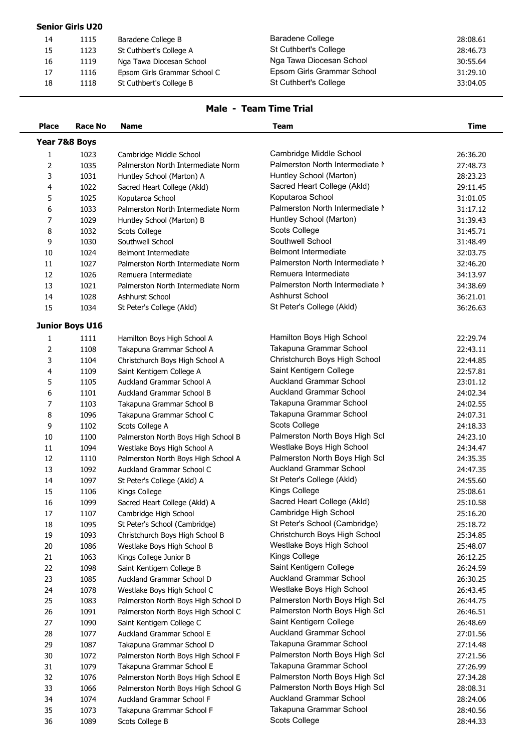**Senior Girls U20**

| Place | Race No | Name | Team | Time |
|---|---|---|---|---|
| 14 | 1115 | Baradene College B | Baradene College | 28:08.61 |
| 15 | 1123 | St Cuthbert's College A | St Cuthbert's College | 28:46.73 |
| 16 | 1119 | Nga Tawa Diocesan School | Nga Tawa Diocesan School | 30:55.64 |
| 17 | 1116 | Epsom Girls Grammar School C | Epsom Girls Grammar School | 31:29.10 |
| 18 | 1118 | St Cuthbert's College B | St Cuthbert's College | 33:04.05 |

## Male - Team Time Trial

| Place | Race No | Name | Team | Time |
|---|---|---|---|---|
| **Year 7&8 Boys** | | | | |
| 1 | 1023 | Cambridge Middle School | Cambridge Middle School | 26:36.20 |
| 2 | 1035 | Palmerston North Intermediate Norm | Palmerston North Intermediate N | 27:48.73 |
| 3 | 1031 | Huntley School (Marton) A | Huntley School (Marton) | 28:23.23 |
| 4 | 1022 | Sacred Heart College (Akld) | Sacred Heart College (Akld) | 29:11.45 |
| 5 | 1025 | Koputaroa School | Koputaroa School | 31:01.05 |
| 6 | 1033 | Palmerston North Intermediate Norm | Palmerston North Intermediate N | 31:17.12 |
| 7 | 1029 | Huntley School (Marton) B | Huntley School (Marton) | 31:39.43 |
| 8 | 1032 | Scots College | Scots College | 31:45.71 |
| 9 | 1030 | Southwell School | Southwell School | 31:48.49 |
| 10 | 1024 | Belmont Intermediate | Belmont Intermediate | 32:03.75 |
| 11 | 1027 | Palmerston North Intermediate Norm | Palmerston North Intermediate N | 32:46.20 |
| 12 | 1026 | Remuera Intermediate | Remuera Intermediate | 34:13.97 |
| 13 | 1021 | Palmerston North Intermediate Norm | Palmerston North Intermediate N | 34:38.69 |
| 14 | 1028 | Ashhurst School | Ashhurst School | 36:21.01 |
| 15 | 1034 | St Peter's College (Akld) | St Peter's College (Akld) | 36:26.63 |
| **Junior Boys U16** | | | | |
| 1 | 1111 | Hamilton Boys High School A | Hamilton Boys High School | 22:29.74 |
| 2 | 1108 | Takapuna Grammar School A | Takapuna Grammar School | 22:43.11 |
| 3 | 1104 | Christchurch Boys High School A | Christchurch Boys High School | 22:44.85 |
| 4 | 1109 | Saint Kentigern College A | Saint Kentigern College | 22:57.81 |
| 5 | 1105 | Auckland Grammar School A | Auckland Grammar School | 23:01.12 |
| 6 | 1101 | Auckland Grammar School B | Auckland Grammar School | 24:02.34 |
| 7 | 1103 | Takapuna Grammar School B | Takapuna Grammar School | 24:02.55 |
| 8 | 1096 | Takapuna Grammar School C | Takapuna Grammar School | 24:07.31 |
| 9 | 1102 | Scots College A | Scots College | 24:18.33 |
| 10 | 1100 | Palmerston North Boys High School B | Palmerston North Boys High Scl | 24:23.10 |
| 11 | 1094 | Westlake Boys High School A | Westlake Boys High School | 24:34.47 |
| 12 | 1110 | Palmerston North Boys High School A | Palmerston North Boys High Scl | 24:35.35 |
| 13 | 1092 | Auckland Grammar School C | Auckland Grammar School | 24:47.35 |
| 14 | 1097 | St Peter's College (Akld) A | St Peter's College (Akld) | 24:55.60 |
| 15 | 1106 | Kings College | Kings College | 25:08.61 |
| 16 | 1099 | Sacred Heart College (Akld) A | Sacred Heart College (Akld) | 25:10.58 |
| 17 | 1107 | Cambridge High School | Cambridge High School | 25:16.20 |
| 18 | 1095 | St Peter's School (Cambridge) | St Peter's School (Cambridge) | 25:18.72 |
| 19 | 1093 | Christchurch Boys High School B | Christchurch Boys High School | 25:34.85 |
| 20 | 1086 | Westlake Boys High School B | Westlake Boys High School | 25:48.07 |
| 21 | 1063 | Kings College Junior B | Kings College | 26:12.25 |
| 22 | 1098 | Saint Kentigern College B | Saint Kentigern College | 26:24.59 |
| 23 | 1085 | Auckland Grammar School D | Auckland Grammar School | 26:30.25 |
| 24 | 1078 | Westlake Boys High School C | Westlake Boys High School | 26:43.45 |
| 25 | 1083 | Palmerston North Boys High School D | Palmerston North Boys High Scl | 26:44.75 |
| 26 | 1091 | Palmerston North Boys High School C | Palmerston North Boys High Scl | 26:46.51 |
| 27 | 1090 | Saint Kentigern College C | Saint Kentigern College | 26:48.69 |
| 28 | 1077 | Auckland Grammar School E | Auckland Grammar School | 27:01.56 |
| 29 | 1087 | Takapuna Grammar School D | Takapuna Grammar School | 27:14.48 |
| 30 | 1072 | Palmerston North Boys High School F | Palmerston North Boys High Scl | 27:21.56 |
| 31 | 1079 | Takapuna Grammar School E | Takapuna Grammar School | 27:26.99 |
| 32 | 1076 | Palmerston North Boys High School E | Palmerston North Boys High Scl | 27:34.28 |
| 33 | 1066 | Palmerston North Boys High School G | Palmerston North Boys High Scl | 28:08.31 |
| 34 | 1074 | Auckland Grammar School F | Auckland Grammar School | 28:24.06 |
| 35 | 1073 | Takapuna Grammar School F | Takapuna Grammar School | 28:40.56 |
| 36 | 1089 | Scots College B | Scots College | 28:44.33 |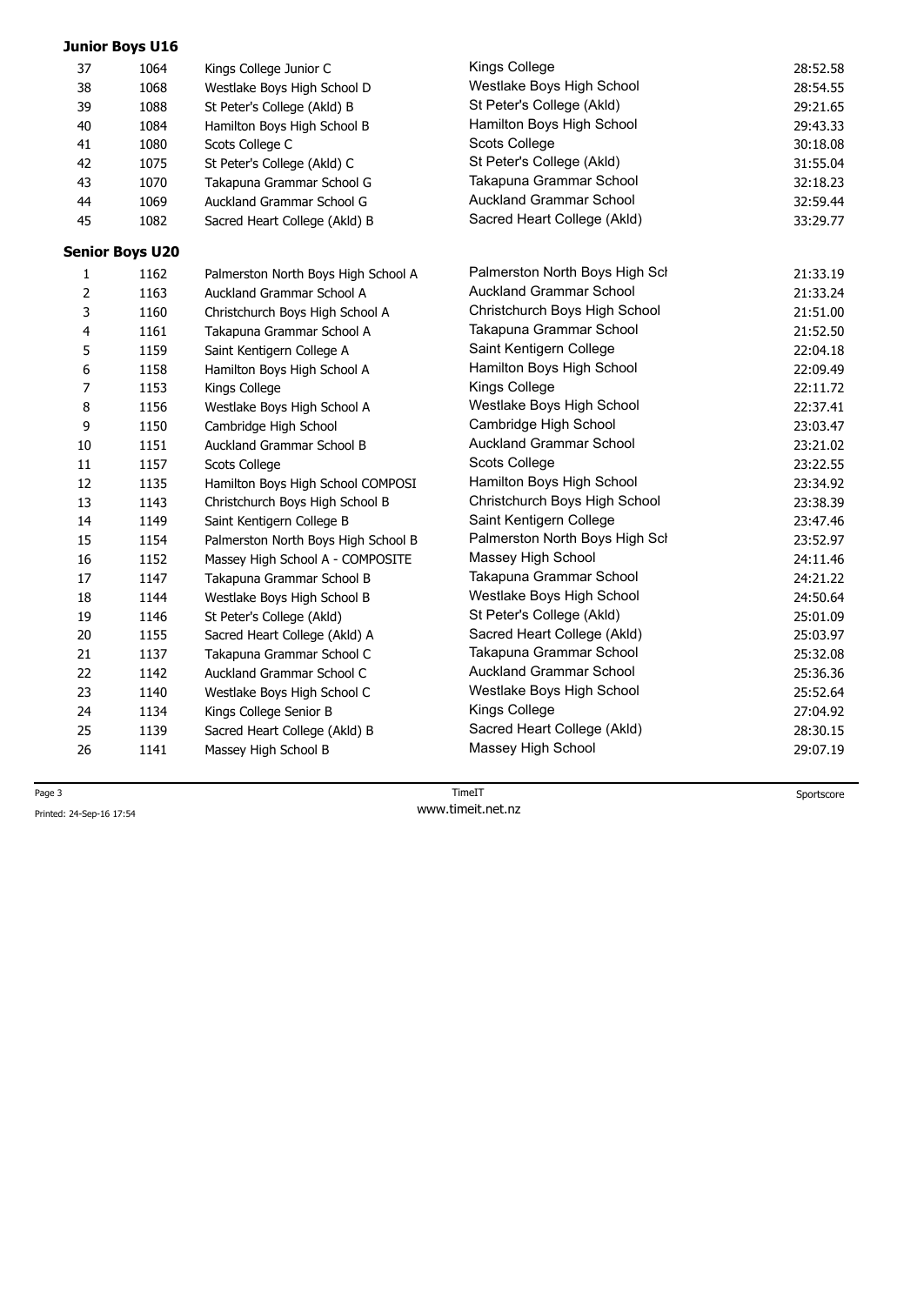### Junior Boys U16

| | | | | |
|---|---|---|---|---|
| 37 | 1064 | Kings College Junior C | Kings College | 28:52.58 |
| 38 | 1068 | Westlake Boys High School D | Westlake Boys High School | 28:54.55 |
| 39 | 1088 | St Peter's College (Akld) B | St Peter's College (Akld) | 29:21.65 |
| 40 | 1084 | Hamilton Boys High School B | Hamilton Boys High School | 29:43.33 |
| 41 | 1080 | Scots College C | Scots College | 30:18.08 |
| 42 | 1075 | St Peter's College (Akld) C | St Peter's College (Akld) | 31:55.04 |
| 43 | 1070 | Takapuna Grammar School G | Takapuna Grammar School | 32:18.23 |
| 44 | 1069 | Auckland Grammar School G | Auckland Grammar School | 32:59.44 |
| 45 | 1082 | Sacred Heart College (Akld) B | Sacred Heart College (Akld) | 33:29.77 |

### Senior Boys U20

| | | | | |
|---|---|---|---|---|
| 1 | 1162 | Palmerston North Boys High School A | Palmerston North Boys High Scl | 21:33.19 |
| 2 | 1163 | Auckland Grammar School A | Auckland Grammar School | 21:33.24 |
| 3 | 1160 | Christchurch Boys High School A | Christchurch Boys High School | 21:51.00 |
| 4 | 1161 | Takapuna Grammar School A | Takapuna Grammar School | 21:52.50 |
| 5 | 1159 | Saint Kentigern College A | Saint Kentigern College | 22:04.18 |
| 6 | 1158 | Hamilton Boys High School A | Hamilton Boys High School | 22:09.49 |
| 7 | 1153 | Kings College | Kings College | 22:11.72 |
| 8 | 1156 | Westlake Boys High School A | Westlake Boys High School | 22:37.41 |
| 9 | 1150 | Cambridge High School | Cambridge High School | 23:03.47 |
| 10 | 1151 | Auckland Grammar School B | Auckland Grammar School | 23:21.02 |
| 11 | 1157 | Scots College | Scots College | 23:22.55 |
| 12 | 1135 | Hamilton Boys High School COMPOSI | Hamilton Boys High School | 23:34.92 |
| 13 | 1143 | Christchurch Boys High School B | Christchurch Boys High School | 23:38.39 |
| 14 | 1149 | Saint Kentigern College B | Saint Kentigern College | 23:47.46 |
| 15 | 1154 | Palmerston North Boys High School B | Palmerston North Boys High Scl | 23:52.97 |
| 16 | 1152 | Massey High School A - COMPOSITE | Massey High School | 24:11.46 |
| 17 | 1147 | Takapuna Grammar School B | Takapuna Grammar School | 24:21.22 |
| 18 | 1144 | Westlake Boys High School B | Westlake Boys High School | 24:50.64 |
| 19 | 1146 | St Peter's College (Akld) | St Peter's College (Akld) | 25:01.09 |
| 20 | 1155 | Sacred Heart College (Akld) A | Sacred Heart College (Akld) | 25:03.97 |
| 21 | 1137 | Takapuna Grammar School C | Takapuna Grammar School | 25:32.08 |
| 22 | 1142 | Auckland Grammar School C | Auckland Grammar School | 25:36.36 |
| 23 | 1140 | Westlake Boys High School C | Westlake Boys High School | 25:52.64 |
| 24 | 1134 | Kings College Senior B | Kings College | 27:04.92 |
| 25 | 1139 | Sacred Heart College (Akld) B | Sacred Heart College (Akld) | 28:30.15 |
| 26 | 1141 | Massey High School B | Massey High School | 29:07.19 |